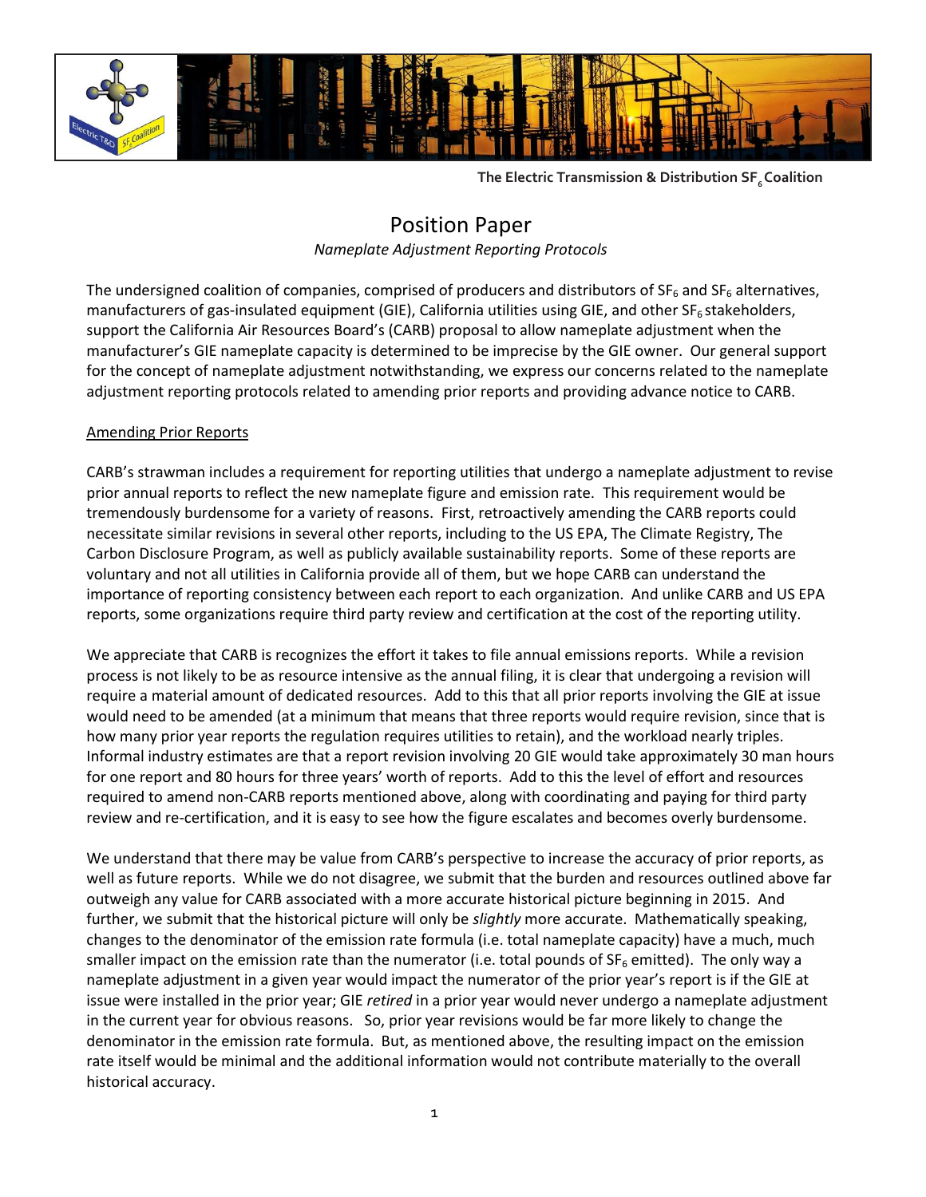The Electric Transmission & Distribution $SF_6$ Coalition

# Position Paper

*Nameplate Adjustment Reporting Protocols*

The undersigned coalition of companies, comprised of producers and distributors of $SF_6$ and $SF_6$ alternatives, manufacturers of gas-insulated equipment (GIE), California utilities using GIE, and other $SF_6$ stakeholders, support the California Air Resources Board's (CARB) proposal to allow nameplate adjustment when the manufacturer's GIE nameplate capacity is determined to be imprecise by the GIE owner. Our general support for the concept of nameplate adjustment notwithstanding, we express our concerns related to the nameplate adjustment reporting protocols related to amending prior reports and providing advance notice to CARB.

## Amending Prior Reports

CARB's strawman includes a requirement for reporting utilities that undergo a nameplate adjustment to revise prior annual reports to reflect the new nameplate figure and emission rate. This requirement would be tremendously burdensome for a variety of reasons. First, retroactively amending the CARB reports could necessitate similar revisions in several other reports, including to the US EPA, The Climate Registry, The Carbon Disclosure Program, as well as publicly available sustainability reports. Some of these reports are voluntary and not all utilities in California provide all of them, but we hope CARB can understand the importance of reporting consistency between each report to each organization. And unlike CARB and US EPA reports, some organizations require third party review and certification at the cost of the reporting utility.

We appreciate that CARB is recognizes the effort it takes to file annual emissions reports. While a revision process is not likely to be as resource intensive as the annual filing, it is clear that undergoing a revision will require a material amount of dedicated resources. Add to this that all prior reports involving the GIE at issue would need to be amended (at a minimum that means that three reports would require revision, since that is how many prior year reports the regulation requires utilities to retain), and the workload nearly triples. Informal industry estimates are that a report revision involving 20 GIE would take approximately 30 man hours for one report and 80 hours for three years' worth of reports. Add to this the level of effort and resources required to amend non-CARB reports mentioned above, along with coordinating and paying for third party review and re-certification, and it is easy to see how the figure escalates and becomes overly burdensome.

We understand that there may be value from CARB's perspective to increase the accuracy of prior reports, as well as future reports. While we do not disagree, we submit that the burden and resources outlined above far outweigh any value for CARB associated with a more accurate historical picture beginning in 2015. And further, we submit that the historical picture will only be *slightly* more accurate. Mathematically speaking, changes to the denominator of the emission rate formula (i.e. total nameplate capacity) have a much, much smaller impact on the emission rate than the numerator (i.e. total pounds of $SF_6$ emitted). The only way a nameplate adjustment in a given year would impact the numerator of the prior year's report is if the GIE at issue were installed in the prior year; GIE *retired* in a prior year would never undergo a nameplate adjustment in the current year for obvious reasons. So, prior year revisions would be far more likely to change the denominator in the emission rate formula. But, as mentioned above, the resulting impact on the emission rate itself would be minimal and the additional information would not contribute materially to the overall historical accuracy.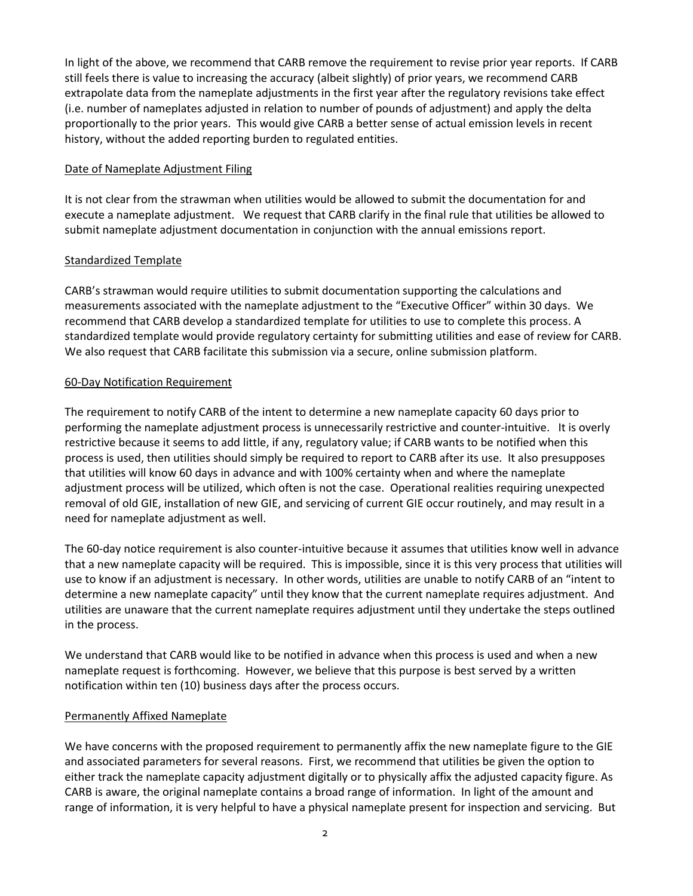In light of the above, we recommend that CARB remove the requirement to revise prior year reports. If CARB still feels there is value to increasing the accuracy (albeit slightly) of prior years, we recommend CARB extrapolate data from the nameplate adjustments in the first year after the regulatory revisions take effect (i.e. number of nameplates adjusted in relation to number of pounds of adjustment) and apply the delta proportionally to the prior years. This would give CARB a better sense of actual emission levels in recent history, without the added reporting burden to regulated entities.

<u>Date of Nameplate Adjustment Filing</u>

It is not clear from the strawman when utilities would be allowed to submit the documentation for and execute a nameplate adjustment. We request that CARB clarify in the final rule that utilities be allowed to submit nameplate adjustment documentation in conjunction with the annual emissions report.

<u>Standardized Template</u>

CARB's strawman would require utilities to submit documentation supporting the calculations and measurements associated with the nameplate adjustment to the "Executive Officer" within 30 days. We recommend that CARB develop a standardized template for utilities to use to complete this process. A standardized template would provide regulatory certainty for submitting utilities and ease of review for CARB. We also request that CARB facilitate this submission via a secure, online submission platform.

<u>60-Day Notification Requirement</u>

The requirement to notify CARB of the intent to determine a new nameplate capacity 60 days prior to performing the nameplate adjustment process is unnecessarily restrictive and counter-intuitive. It is overly restrictive because it seems to add little, if any, regulatory value; if CARB wants to be notified when this process is used, then utilities should simply be required to report to CARB after its use. It also presupposes that utilities will know 60 days in advance and with 100% certainty when and where the nameplate adjustment process will be utilized, which often is not the case. Operational realities requiring unexpected removal of old GIE, installation of new GIE, and servicing of current GIE occur routinely, and may result in a need for nameplate adjustment as well.

The 60-day notice requirement is also counter-intuitive because it assumes that utilities know well in advance that a new nameplate capacity will be required. This is impossible, since it is this very process that utilities will use to know if an adjustment is necessary. In other words, utilities are unable to notify CARB of an "intent to determine a new nameplate capacity" until they know that the current nameplate requires adjustment. And utilities are unaware that the current nameplate requires adjustment until they undertake the steps outlined in the process.

We understand that CARB would like to be notified in advance when this process is used and when a new nameplate request is forthcoming. However, we believe that this purpose is best served by a written notification within ten (10) business days after the process occurs.

<u>Permanently Affixed Nameplate</u>

We have concerns with the proposed requirement to permanently affix the new nameplate figure to the GIE and associated parameters for several reasons. First, we recommend that utilities be given the option to either track the nameplate capacity adjustment digitally or to physically affix the adjusted capacity figure. As CARB is aware, the original nameplate contains a broad range of information. In light of the amount and range of information, it is very helpful to have a physical nameplate present for inspection and servicing. But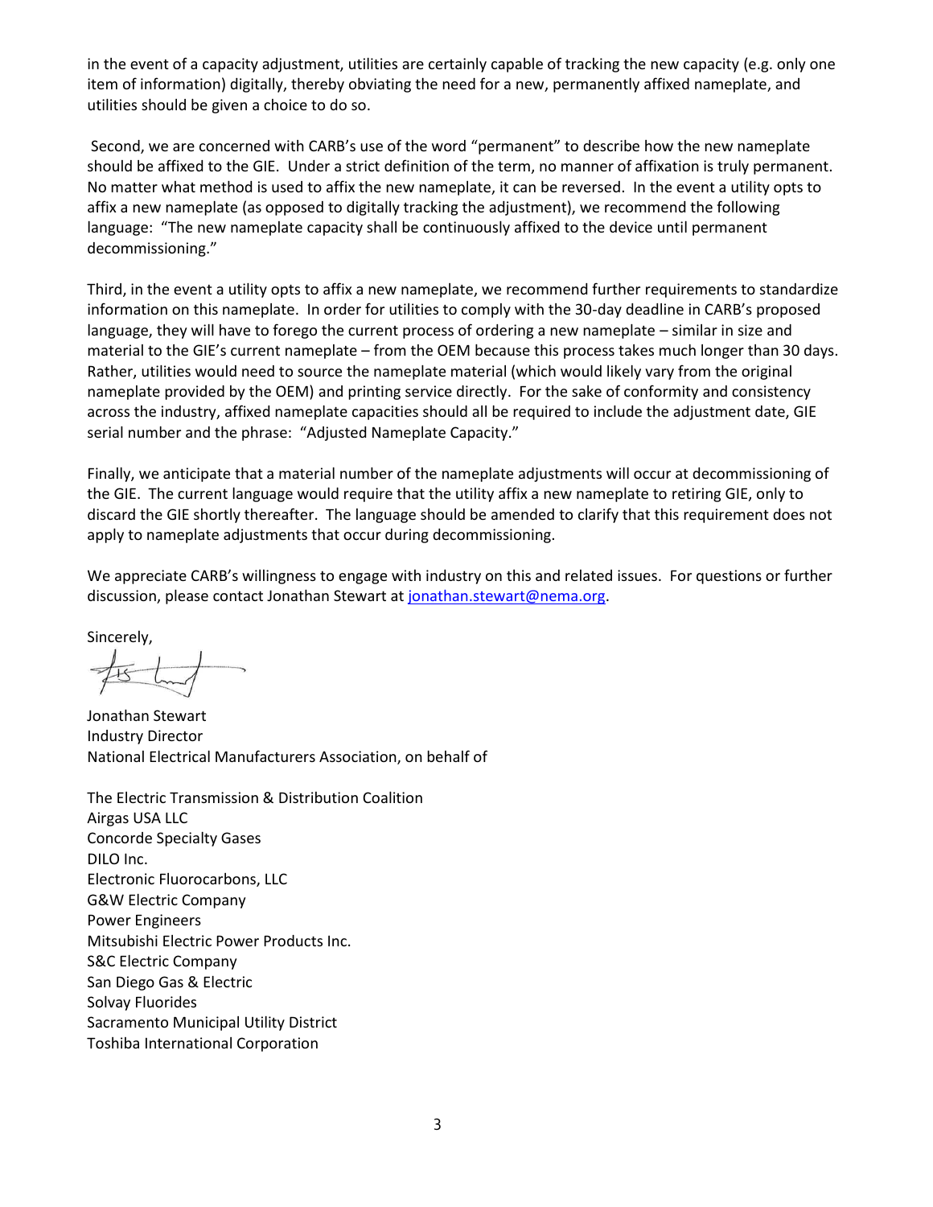in the event of a capacity adjustment, utilities are certainly capable of tracking the new capacity (e.g. only one item of information) digitally, thereby obviating the need for a new, permanently affixed nameplate, and utilities should be given a choice to do so.

Second, we are concerned with CARB's use of the word "permanent" to describe how the new nameplate should be affixed to the GIE. Under a strict definition of the term, no manner of affixation is truly permanent. No matter what method is used to affix the new nameplate, it can be reversed. In the event a utility opts to affix a new nameplate (as opposed to digitally tracking the adjustment), we recommend the following language: "The new nameplate capacity shall be continuously affixed to the device until permanent decommissioning."

Third, in the event a utility opts to affix a new nameplate, we recommend further requirements to standardize information on this nameplate. In order for utilities to comply with the 30-day deadline in CARB's proposed language, they will have to forego the current process of ordering a new nameplate – similar in size and material to the GIE's current nameplate – from the OEM because this process takes much longer than 30 days. Rather, utilities would need to source the nameplate material (which would likely vary from the original nameplate provided by the OEM) and printing service directly. For the sake of conformity and consistency across the industry, affixed nameplate capacities should all be required to include the adjustment date, GIE serial number and the phrase: "Adjusted Nameplate Capacity."

Finally, we anticipate that a material number of the nameplate adjustments will occur at decommissioning of the GIE. The current language would require that the utility affix a new nameplate to retiring GIE, only to discard the GIE shortly thereafter. The language should be amended to clarify that this requirement does not apply to nameplate adjustments that occur during decommissioning.

We appreciate CARB's willingness to engage with industry on this and related issues. For questions or further discussion, please contact Jonathan Stewart at jonathan.stewart@nema.org.

Sincerely,

Jonathan Stewart
Industry Director
National Electrical Manufacturers Association, on behalf of

The Electric Transmission & Distribution Coalition
Airgas USA LLC
Concorde Specialty Gases
DILO Inc.
Electronic Fluorocarbons, LLC
G&W Electric Company
Power Engineers
Mitsubishi Electric Power Products Inc.
S&C Electric Company
San Diego Gas & Electric
Solvay Fluorides
Sacramento Municipal Utility District
Toshiba International Corporation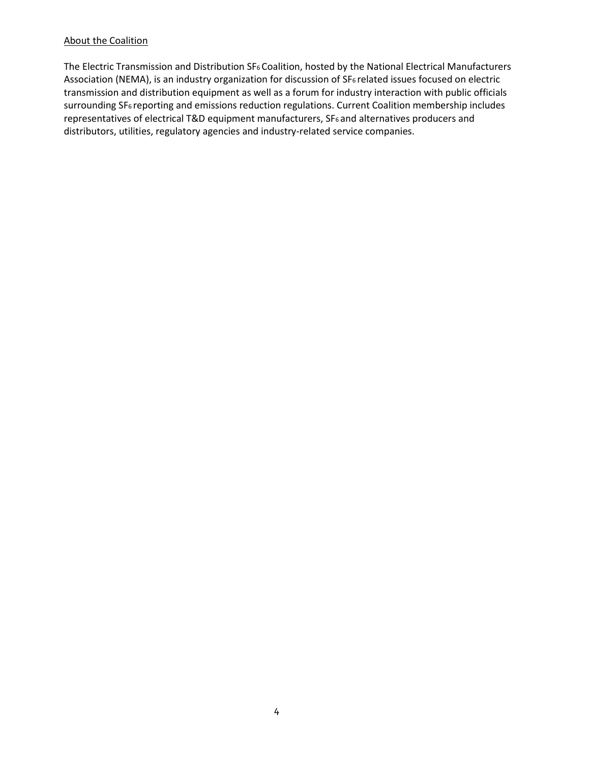<u>About the Coalition</u>

The Electric Transmission and Distribution $SF_6$ Coalition, hosted by the National Electrical Manufacturers Association (NEMA), is an industry organization for discussion of $SF_6$ related issues focused on electric transmission and distribution equipment as well as a forum for industry interaction with public officials surrounding $SF_6$ reporting and emissions reduction regulations. Current Coalition membership includes representatives of electrical T&D equipment manufacturers, $SF_6$ and alternatives producers and distributors, utilities, regulatory agencies and industry-related service companies.